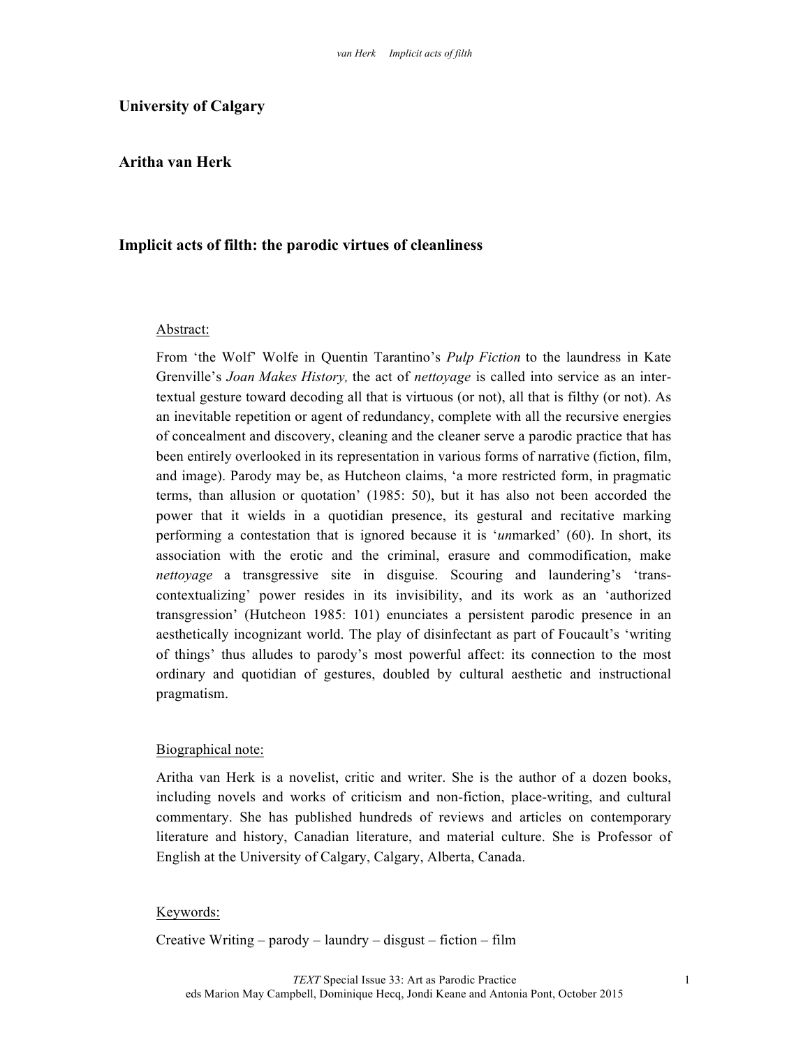**University of Calgary**

**Aritha van Herk**

# Implicit acts of filth: the parodic virtues of cleanliness

Abstract:

From 'the Wolf' Wolfe in Quentin Tarantino's *Pulp Fiction* to the laundress in Kate Grenville's *Joan Makes History,* the act of *nettoyage* is called into service as an inter-textual gesture toward decoding all that is virtuous (or not), all that is filthy (or not). As an inevitable repetition or agent of redundancy, complete with all the recursive energies of concealment and discovery, cleaning and the cleaner serve a parodic practice that has been entirely overlooked in its representation in various forms of narrative (fiction, film, and image). Parody may be, as Hutcheon claims, 'a more restricted form, in pragmatic terms, than allusion or quotation' (1985: 50), but it has also not been accorded the power that it wields in a quotidian presence, its gestural and recitative marking performing a contestation that is ignored because it is '*un*marked' (60). In short, its association with the erotic and the criminal, erasure and commodification, make *nettoyage* a transgressive site in disguise. Scouring and laundering's 'trans-contextualizing' power resides in its invisibility, and its work as an 'authorized transgression' (Hutcheon 1985: 101) enunciates a persistent parodic presence in an aesthetically incognizant world. The play of disinfectant as part of Foucault's 'writing of things' thus alludes to parody's most powerful affect: its connection to the most ordinary and quotidian of gestures, doubled by cultural aesthetic and instructional pragmatism.

Biographical note:

Aritha van Herk is a novelist, critic and writer. She is the author of a dozen books, including novels and works of criticism and non-fiction, place-writing, and cultural commentary. She has published hundreds of reviews and articles on contemporary literature and history, Canadian literature, and material culture. She is Professor of English at the University of Calgary, Calgary, Alberta, Canada.

Keywords:

Creative Writing – parody – laundry – disgust – fiction – film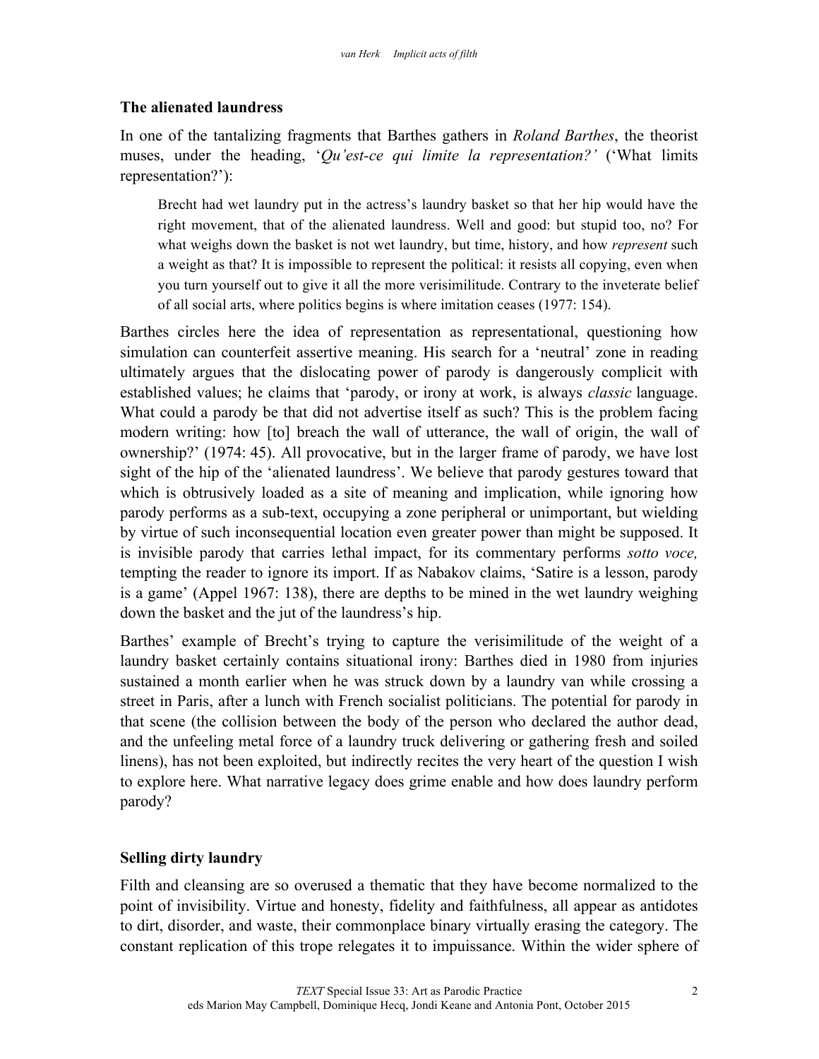## The alienated laundress

In one of the tantalizing fragments that Barthes gathers in *Roland Barthes*, the theorist muses, under the heading, '*Qu'est-ce qui limite la representation?'* ('What limits representation?'):

> Brecht had wet laundry put in the actress's laundry basket so that her hip would have the right movement, that of the alienated laundress. Well and good: but stupid too, no? For what weighs down the basket is not wet laundry, but time, history, and how *represent* such a weight as that? It is impossible to represent the political: it resists all copying, even when you turn yourself out to give it all the more verisimilitude. Contrary to the inveterate belief of all social arts, where politics begins is where imitation ceases (1977: 154).

Barthes circles here the idea of representation as representational, questioning how simulation can counterfeit assertive meaning. His search for a 'neutral' zone in reading ultimately argues that the dislocating power of parody is dangerously complicit with established values; he claims that 'parody, or irony at work, is always *classic* language. What could a parody be that did not advertise itself as such? This is the problem facing modern writing: how [to] breach the wall of utterance, the wall of origin, the wall of ownership?' (1974: 45). All provocative, but in the larger frame of parody, we have lost sight of the hip of the 'alienated laundress'. We believe that parody gestures toward that which is obtrusively loaded as a site of meaning and implication, while ignoring how parody performs as a sub-text, occupying a zone peripheral or unimportant, but wielding by virtue of such inconsequential location even greater power than might be supposed. It is invisible parody that carries lethal impact, for its commentary performs *sotto voce,* tempting the reader to ignore its import. If as Nabakov claims, 'Satire is a lesson, parody is a game' (Appel 1967: 138), there are depths to be mined in the wet laundry weighing down the basket and the jut of the laundress's hip.

Barthes' example of Brecht's trying to capture the verisimilitude of the weight of a laundry basket certainly contains situational irony: Barthes died in 1980 from injuries sustained a month earlier when he was struck down by a laundry van while crossing a street in Paris, after a lunch with French socialist politicians. The potential for parody in that scene (the collision between the body of the person who declared the author dead, and the unfeeling metal force of a laundry truck delivering or gathering fresh and soiled linens), has not been exploited, but indirectly recites the very heart of the question I wish to explore here. What narrative legacy does grime enable and how does laundry perform parody?

## Selling dirty laundry

Filth and cleansing are so overused a thematic that they have become normalized to the point of invisibility. Virtue and honesty, fidelity and faithfulness, all appear as antidotes to dirt, disorder, and waste, their commonplace binary virtually erasing the category. The constant replication of this trope relegates it to impuissance. Within the wider sphere of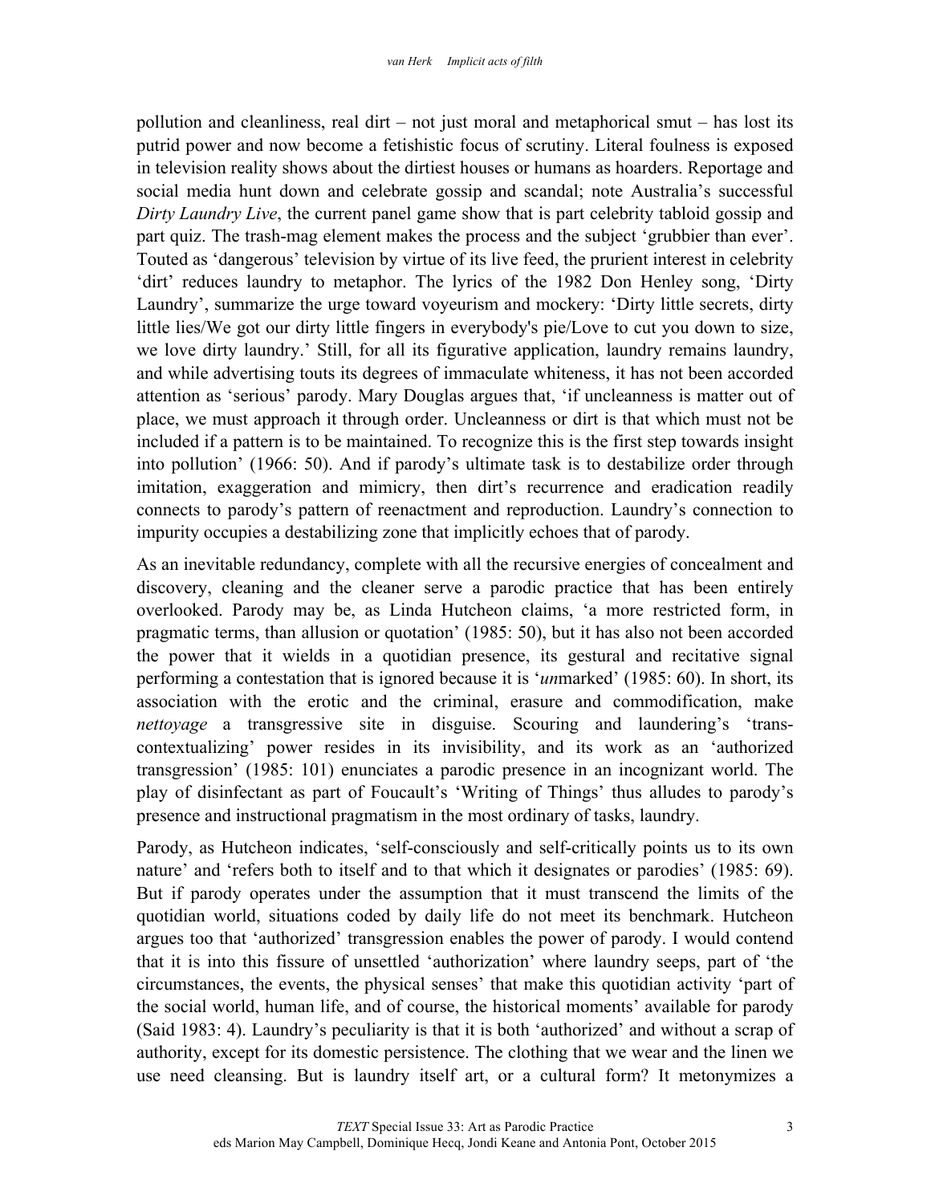pollution and cleanliness, real dirt – not just moral and metaphorical smut – has lost its putrid power and now become a fetishistic focus of scrutiny. Literal foulness is exposed in television reality shows about the dirtiest houses or humans as hoarders. Reportage and social media hunt down and celebrate gossip and scandal; note Australia's successful *Dirty Laundry Live*, the current panel game show that is part celebrity tabloid gossip and part quiz. The trash-mag element makes the process and the subject 'grubbier than ever'. Touted as 'dangerous' television by virtue of its live feed, the prurient interest in celebrity 'dirt' reduces laundry to metaphor. The lyrics of the 1982 Don Henley song, 'Dirty Laundry', summarize the urge toward voyeurism and mockery: 'Dirty little secrets, dirty little lies/We got our dirty little fingers in everybody's pie/Love to cut you down to size, we love dirty laundry.' Still, for all its figurative application, laundry remains laundry, and while advertising touts its degrees of immaculate whiteness, it has not been accorded attention as 'serious' parody. Mary Douglas argues that, 'if uncleanness is matter out of place, we must approach it through order. Uncleanness or dirt is that which must not be included if a pattern is to be maintained. To recognize this is the first step towards insight into pollution' (1966: 50). And if parody's ultimate task is to destabilize order through imitation, exaggeration and mimicry, then dirt's recurrence and eradication readily connects to parody's pattern of reenactment and reproduction. Laundry's connection to impurity occupies a destabilizing zone that implicitly echoes that of parody.

As an inevitable redundancy, complete with all the recursive energies of concealment and discovery, cleaning and the cleaner serve a parodic practice that has been entirely overlooked. Parody may be, as Linda Hutcheon claims, 'a more restricted form, in pragmatic terms, than allusion or quotation' (1985: 50), but it has also not been accorded the power that it wields in a quotidian presence, its gestural and recitative signal performing a contestation that is ignored because it is '*un*marked' (1985: 60). In short, its association with the erotic and the criminal, erasure and commodification, make *nettoyage* a transgressive site in disguise. Scouring and laundering's 'trans-contextualizing' power resides in its invisibility, and its work as an 'authorized transgression' (1985: 101) enunciates a parodic presence in an incognizant world. The play of disinfectant as part of Foucault's 'Writing of Things' thus alludes to parody's presence and instructional pragmatism in the most ordinary of tasks, laundry.

Parody, as Hutcheon indicates, 'self-consciously and self-critically points us to its own nature' and 'refers both to itself and to that which it designates or parodies' (1985: 69). But if parody operates under the assumption that it must transcend the limits of the quotidian world, situations coded by daily life do not meet its benchmark. Hutcheon argues too that 'authorized' transgression enables the power of parody. I would contend that it is into this fissure of unsettled 'authorization' where laundry seeps, part of 'the circumstances, the events, the physical senses' that make this quotidian activity 'part of the social world, human life, and of course, the historical moments' available for parody (Said 1983: 4). Laundry's peculiarity is that it is both 'authorized' and without a scrap of authority, except for its domestic persistence. The clothing that we wear and the linen we use need cleansing. But is laundry itself art, or a cultural form? It metonymizes a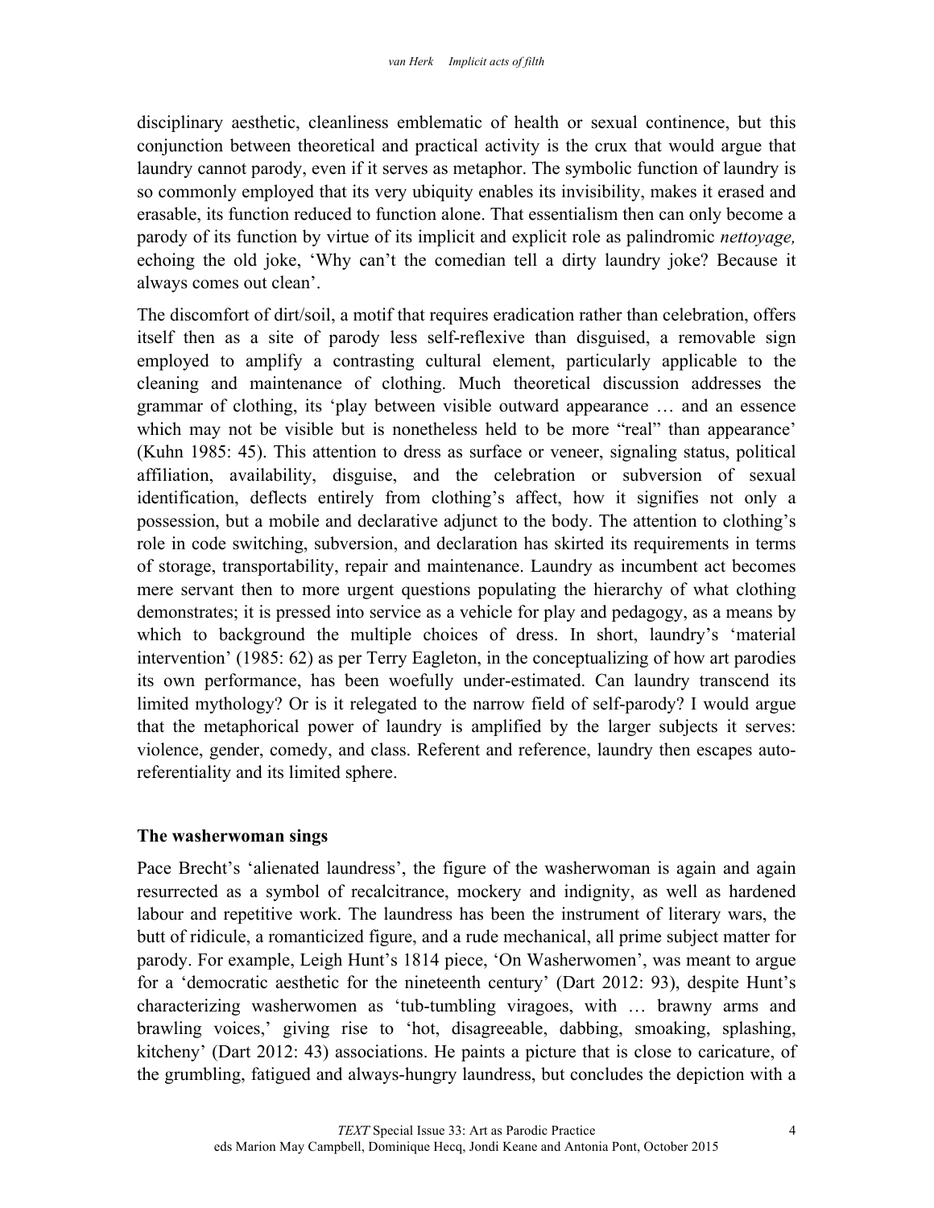disciplinary aesthetic, cleanliness emblematic of health or sexual continence, but this conjunction between theoretical and practical activity is the crux that would argue that laundry cannot parody, even if it serves as metaphor. The symbolic function of laundry is so commonly employed that its very ubiquity enables its invisibility, makes it erased and erasable, its function reduced to function alone. That essentialism then can only become a parody of its function by virtue of its implicit and explicit role as palindromic *nettoyage,* echoing the old joke, 'Why can't the comedian tell a dirty laundry joke? Because it always comes out clean'.

The discomfort of dirt/soil, a motif that requires eradication rather than celebration, offers itself then as a site of parody less self-reflexive than disguised, a removable sign employed to amplify a contrasting cultural element, particularly applicable to the cleaning and maintenance of clothing. Much theoretical discussion addresses the grammar of clothing, its 'play between visible outward appearance … and an essence which may not be visible but is nonetheless held to be more "real" than appearance' (Kuhn 1985: 45). This attention to dress as surface or veneer, signaling status, political affiliation, availability, disguise, and the celebration or subversion of sexual identification, deflects entirely from clothing's affect, how it signifies not only a possession, but a mobile and declarative adjunct to the body. The attention to clothing's role in code switching, subversion, and declaration has skirted its requirements in terms of storage, transportability, repair and maintenance. Laundry as incumbent act becomes mere servant then to more urgent questions populating the hierarchy of what clothing demonstrates; it is pressed into service as a vehicle for play and pedagogy, as a means by which to background the multiple choices of dress. In short, laundry's 'material intervention' (1985: 62) as per Terry Eagleton, in the conceptualizing of how art parodies its own performance, has been woefully under-estimated. Can laundry transcend its limited mythology? Or is it relegated to the narrow field of self-parody? I would argue that the metaphorical power of laundry is amplified by the larger subjects it serves: violence, gender, comedy, and class. Referent and reference, laundry then escapes auto-referentiality and its limited sphere.

## The washerwoman sings

Pace Brecht's 'alienated laundress', the figure of the washerwoman is again and again resurrected as a symbol of recalcitrance, mockery and indignity, as well as hardened labour and repetitive work. The laundress has been the instrument of literary wars, the butt of ridicule, a romanticized figure, and a rude mechanical, all prime subject matter for parody. For example, Leigh Hunt's 1814 piece, 'On Washerwomen', was meant to argue for a 'democratic aesthetic for the nineteenth century' (Dart 2012: 93), despite Hunt's characterizing washerwomen as 'tub-tumbling viragoes, with … brawny arms and brawling voices,' giving rise to 'hot, disagreeable, dabbing, smoaking, splashing, kitcheny' (Dart 2012: 43) associations. He paints a picture that is close to caricature, of the grumbling, fatigued and always-hungry laundress, but concludes the depiction with a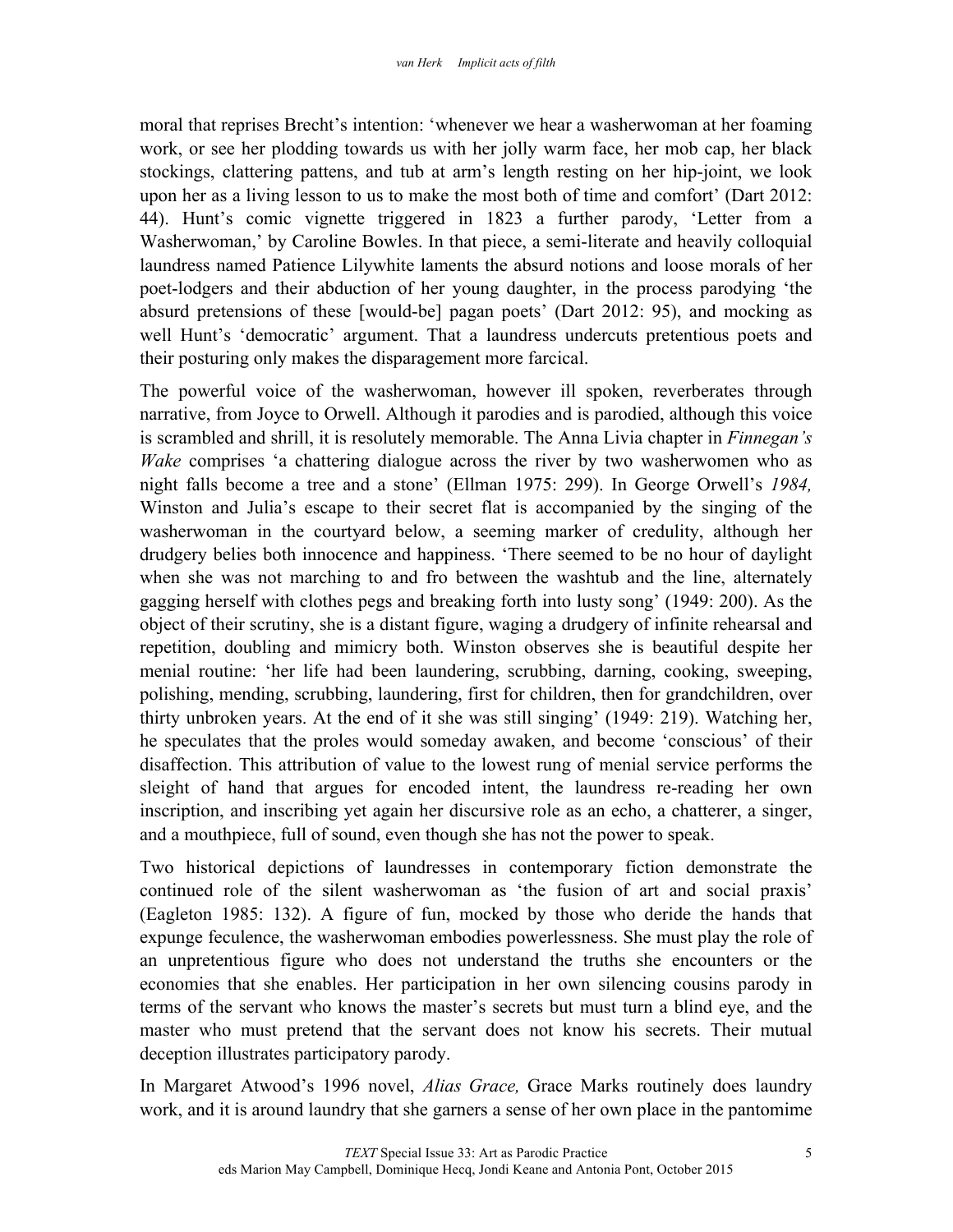moral that reprises Brecht's intention: 'whenever we hear a washerwoman at her foaming work, or see her plodding towards us with her jolly warm face, her mob cap, her black stockings, clattering pattens, and tub at arm's length resting on her hip-joint, we look upon her as a living lesson to us to make the most both of time and comfort' (Dart 2012: 44). Hunt's comic vignette triggered in 1823 a further parody, 'Letter from a Washerwoman,' by Caroline Bowles. In that piece, a semi-literate and heavily colloquial laundress named Patience Lilywhite laments the absurd notions and loose morals of her poet-lodgers and their abduction of her young daughter, in the process parodying 'the absurd pretensions of these [would-be] pagan poets' (Dart 2012: 95), and mocking as well Hunt's 'democratic' argument. That a laundress undercuts pretentious poets and their posturing only makes the disparagement more farcical.

The powerful voice of the washerwoman, however ill spoken, reverberates through narrative, from Joyce to Orwell. Although it parodies and is parodied, although this voice is scrambled and shrill, it is resolutely memorable. The Anna Livia chapter in *Finnegan's Wake* comprises 'a chattering dialogue across the river by two washerwomen who as night falls become a tree and a stone' (Ellman 1975: 299). In George Orwell's *1984,* Winston and Julia's escape to their secret flat is accompanied by the singing of the washerwoman in the courtyard below, a seeming marker of credulity, although her drudgery belies both innocence and happiness. 'There seemed to be no hour of daylight when she was not marching to and fro between the washtub and the line, alternately gagging herself with clothes pegs and breaking forth into lusty song' (1949: 200). As the object of their scrutiny, she is a distant figure, waging a drudgery of infinite rehearsal and repetition, doubling and mimicry both. Winston observes she is beautiful despite her menial routine: 'her life had been laundering, scrubbing, darning, cooking, sweeping, polishing, mending, scrubbing, laundering, first for children, then for grandchildren, over thirty unbroken years. At the end of it she was still singing' (1949: 219). Watching her, he speculates that the proles would someday awaken, and become 'conscious' of their disaffection. This attribution of value to the lowest rung of menial service performs the sleight of hand that argues for encoded intent, the laundress re-reading her own inscription, and inscribing yet again her discursive role as an echo, a chatterer, a singer, and a mouthpiece, full of sound, even though she has not the power to speak.

Two historical depictions of laundresses in contemporary fiction demonstrate the continued role of the silent washerwoman as 'the fusion of art and social praxis' (Eagleton 1985: 132). A figure of fun, mocked by those who deride the hands that expunge feculence, the washerwoman embodies powerlessness. She must play the role of an unpretentious figure who does not understand the truths she encounters or the economies that she enables. Her participation in her own silencing cousins parody in terms of the servant who knows the master's secrets but must turn a blind eye, and the master who must pretend that the servant does not know his secrets. Their mutual deception illustrates participatory parody.

In Margaret Atwood's 1996 novel, *Alias Grace,* Grace Marks routinely does laundry work, and it is around laundry that she garners a sense of her own place in the pantomime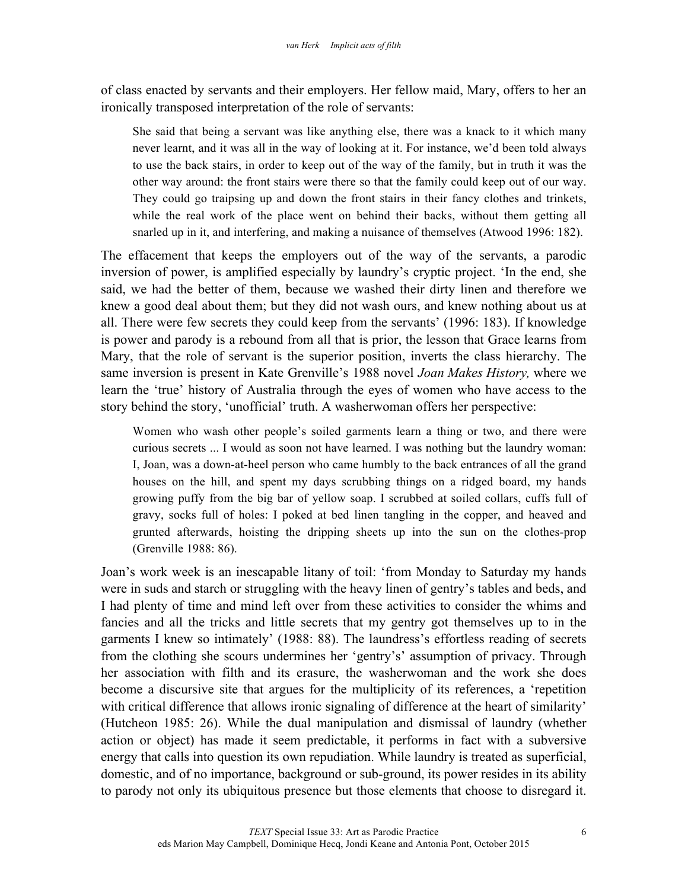of class enacted by servants and their employers. Her fellow maid, Mary, offers to her an ironically transposed interpretation of the role of servants:

> She said that being a servant was like anything else, there was a knack to it which many never learnt, and it was all in the way of looking at it. For instance, we'd been told always to use the back stairs, in order to keep out of the way of the family, but in truth it was the other way around: the front stairs were there so that the family could keep out of our way. They could go traipsing up and down the front stairs in their fancy clothes and trinkets, while the real work of the place went on behind their backs, without them getting all snarled up in it, and interfering, and making a nuisance of themselves (Atwood 1996: 182).

The effacement that keeps the employers out of the way of the servants, a parodic inversion of power, is amplified especially by laundry's cryptic project. 'In the end, she said, we had the better of them, because we washed their dirty linen and therefore we knew a good deal about them; but they did not wash ours, and knew nothing about us at all. There were few secrets they could keep from the servants' (1996: 183). If knowledge is power and parody is a rebound from all that is prior, the lesson that Grace learns from Mary, that the role of servant is the superior position, inverts the class hierarchy. The same inversion is present in Kate Grenville's 1988 novel *Joan Makes History,* where we learn the 'true' history of Australia through the eyes of women who have access to the story behind the story, 'unofficial' truth. A washerwoman offers her perspective:

> Women who wash other people's soiled garments learn a thing or two, and there were curious secrets ... I would as soon not have learned. I was nothing but the laundry woman: I, Joan, was a down-at-heel person who came humbly to the back entrances of all the grand houses on the hill, and spent my days scrubbing things on a ridged board, my hands growing puffy from the big bar of yellow soap. I scrubbed at soiled collars, cuffs full of gravy, socks full of holes: I poked at bed linen tangling in the copper, and heaved and grunted afterwards, hoisting the dripping sheets up into the sun on the clothes-prop (Grenville 1988: 86).

Joan's work week is an inescapable litany of toil: 'from Monday to Saturday my hands were in suds and starch or struggling with the heavy linen of gentry's tables and beds, and I had plenty of time and mind left over from these activities to consider the whims and fancies and all the tricks and little secrets that my gentry got themselves up to in the garments I knew so intimately' (1988: 88). The laundress's effortless reading of secrets from the clothing she scours undermines her 'gentry's' assumption of privacy. Through her association with filth and its erasure, the washerwoman and the work she does become a discursive site that argues for the multiplicity of its references, a 'repetition with critical difference that allows ironic signaling of difference at the heart of similarity' (Hutcheon 1985: 26). While the dual manipulation and dismissal of laundry (whether action or object) has made it seem predictable, it performs in fact with a subversive energy that calls into question its own repudiation. While laundry is treated as superficial, domestic, and of no importance, background or sub-ground, its power resides in its ability to parody not only its ubiquitous presence but those elements that choose to disregard it.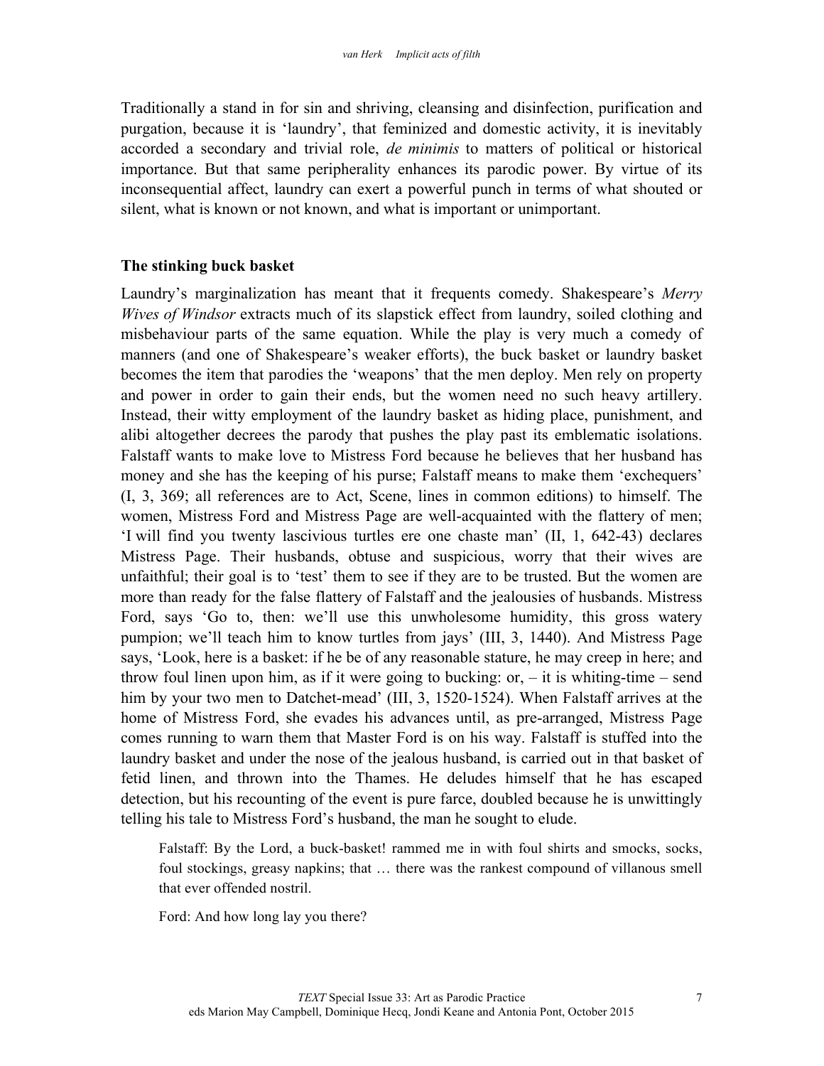Traditionally a stand in for sin and shriving, cleansing and disinfection, purification and purgation, because it is 'laundry', that feminized and domestic activity, it is inevitably accorded a secondary and trivial role, *de minimis* to matters of political or historical importance. But that same peripherality enhances its parodic power. By virtue of its inconsequential affect, laundry can exert a powerful punch in terms of what shouted or silent, what is known or not known, and what is important or unimportant.

### The stinking buck basket

Laundry's marginalization has meant that it frequents comedy. Shakespeare's *Merry Wives of Windsor* extracts much of its slapstick effect from laundry, soiled clothing and misbehaviour parts of the same equation. While the play is very much a comedy of manners (and one of Shakespeare's weaker efforts), the buck basket or laundry basket becomes the item that parodies the 'weapons' that the men deploy. Men rely on property and power in order to gain their ends, but the women need no such heavy artillery. Instead, their witty employment of the laundry basket as hiding place, punishment, and alibi altogether decrees the parody that pushes the play past its emblematic isolations. Falstaff wants to make love to Mistress Ford because he believes that her husband has money and she has the keeping of his purse; Falstaff means to make them 'exchequers' (I, 3, 369; all references are to Act, Scene, lines in common editions) to himself. The women, Mistress Ford and Mistress Page are well-acquainted with the flattery of men; 'I will find you twenty lascivious turtles ere one chaste man' (II, 1, 642-43) declares Mistress Page. Their husbands, obtuse and suspicious, worry that their wives are unfaithful; their goal is to 'test' them to see if they are to be trusted. But the women are more than ready for the false flattery of Falstaff and the jealousies of husbands. Mistress Ford, says 'Go to, then: we'll use this unwholesome humidity, this gross watery pumpion; we'll teach him to know turtles from jays' (III, 3, 1440). And Mistress Page says, 'Look, here is a basket: if he be of any reasonable stature, he may creep in here; and throw foul linen upon him, as if it were going to bucking: or, – it is whiting-time – send him by your two men to Datchet-mead' (III, 3, 1520-1524). When Falstaff arrives at the home of Mistress Ford, she evades his advances until, as pre-arranged, Mistress Page comes running to warn them that Master Ford is on his way. Falstaff is stuffed into the laundry basket and under the nose of the jealous husband, is carried out in that basket of fetid linen, and thrown into the Thames. He deludes himself that he has escaped detection, but his recounting of the event is pure farce, doubled because he is unwittingly telling his tale to Mistress Ford's husband, the man he sought to elude.

> Falstaff: By the Lord, a buck-basket! rammed me in with foul shirts and smocks, socks, foul stockings, greasy napkins; that … there was the rankest compound of villanous smell that ever offended nostril.
>
> Ford: And how long lay you there?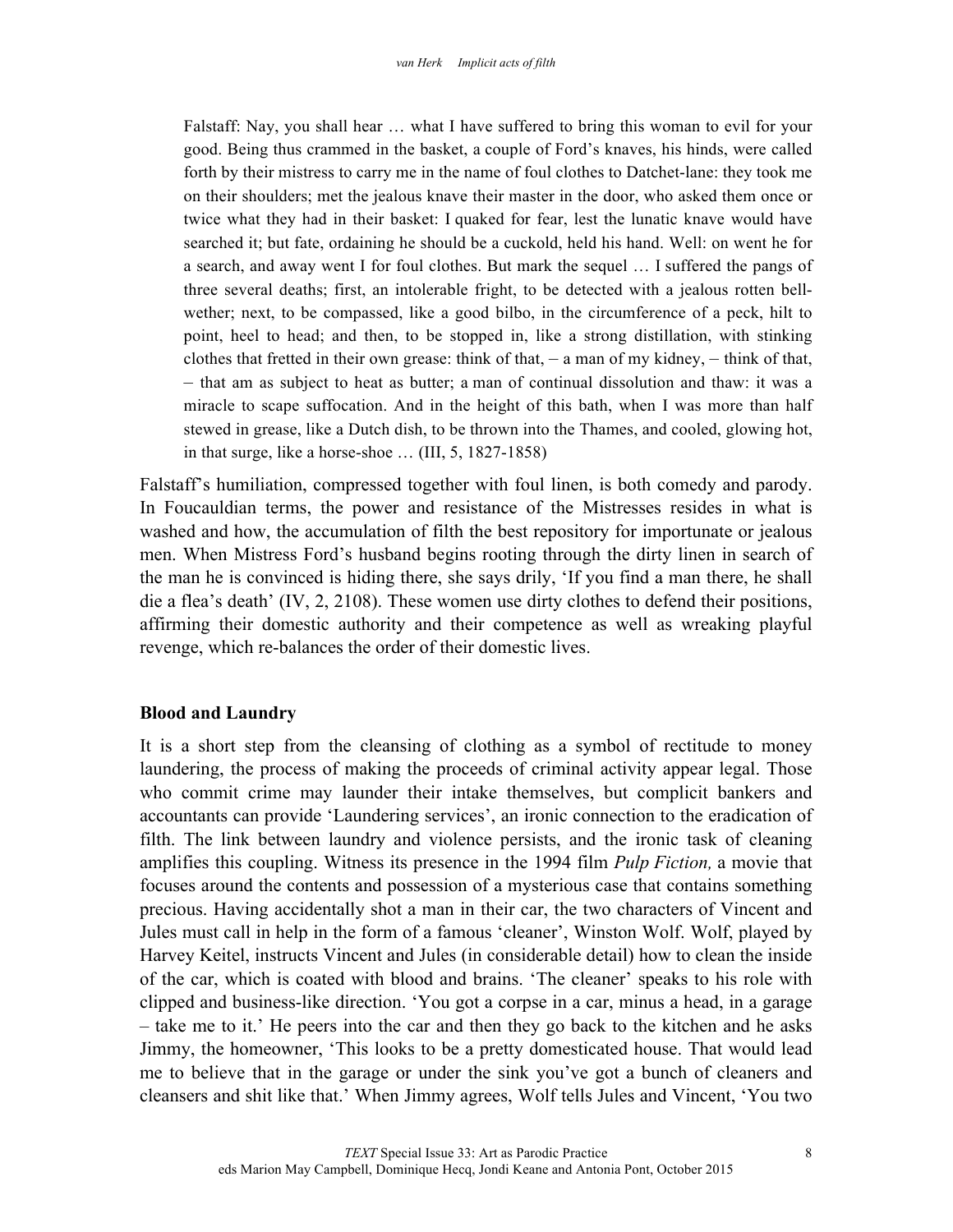> Falstaff: Nay, you shall hear … what I have suffered to bring this woman to evil for your good. Being thus crammed in the basket, a couple of Ford's knaves, his hinds, were called forth by their mistress to carry me in the name of foul clothes to Datchet-lane: they took me on their shoulders; met the jealous knave their master in the door, who asked them once or twice what they had in their basket: I quaked for fear, lest the lunatic knave would have searched it; but fate, ordaining he should be a cuckold, held his hand. Well: on went he for a search, and away went I for foul clothes. But mark the sequel … I suffered the pangs of three several deaths; first, an intolerable fright, to be detected with a jealous rotten bell-wether; next, to be compassed, like a good bilbo, in the circumference of a peck, hilt to point, heel to head; and then, to be stopped in, like a strong distillation, with stinking clothes that fretted in their own grease: think of that, – a man of my kidney, – think of that, – that am as subject to heat as butter; a man of continual dissolution and thaw: it was a miracle to scape suffocation. And in the height of this bath, when I was more than half stewed in grease, like a Dutch dish, to be thrown into the Thames, and cooled, glowing hot, in that surge, like a horse-shoe … (III, 5, 1827-1858)

Falstaff's humiliation, compressed together with foul linen, is both comedy and parody. In Foucauldian terms, the power and resistance of the Mistresses resides in what is washed and how, the accumulation of filth the best repository for importunate or jealous men. When Mistress Ford's husband begins rooting through the dirty linen in search of the man he is convinced is hiding there, she says drily, 'If you find a man there, he shall die a flea's death' (IV, 2, 2108). These women use dirty clothes to defend their positions, affirming their domestic authority and their competence as well as wreaking playful revenge, which re-balances the order of their domestic lives.

## Blood and Laundry

It is a short step from the cleansing of clothing as a symbol of rectitude to money laundering, the process of making the proceeds of criminal activity appear legal. Those who commit crime may launder their intake themselves, but complicit bankers and accountants can provide 'Laundering services', an ironic connection to the eradication of filth. The link between laundry and violence persists, and the ironic task of cleaning amplifies this coupling. Witness its presence in the 1994 film *Pulp Fiction,* a movie that focuses around the contents and possession of a mysterious case that contains something precious. Having accidentally shot a man in their car, the two characters of Vincent and Jules must call in help in the form of a famous 'cleaner', Winston Wolf. Wolf, played by Harvey Keitel, instructs Vincent and Jules (in considerable detail) how to clean the inside of the car, which is coated with blood and brains. 'The cleaner' speaks to his role with clipped and business-like direction. 'You got a corpse in a car, minus a head, in a garage – take me to it.' He peers into the car and then they go back to the kitchen and he asks Jimmy, the homeowner, 'This looks to be a pretty domesticated house. That would lead me to believe that in the garage or under the sink you've got a bunch of cleaners and cleansers and shit like that.' When Jimmy agrees, Wolf tells Jules and Vincent, 'You two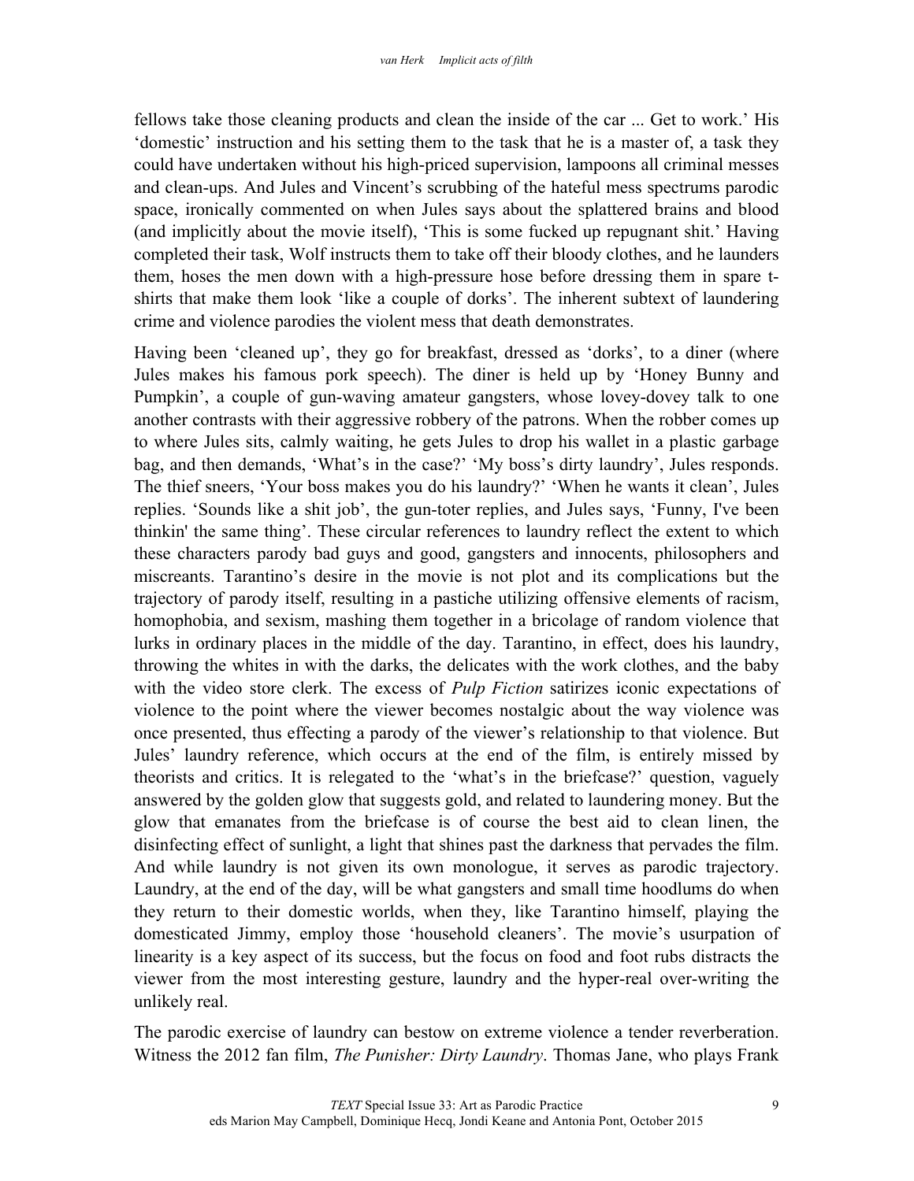fellows take those cleaning products and clean the inside of the car ... Get to work.' His 'domestic' instruction and his setting them to the task that he is a master of, a task they could have undertaken without his high-priced supervision, lampoons all criminal messes and clean-ups. And Jules and Vincent's scrubbing of the hateful mess spectrums parodic space, ironically commented on when Jules says about the splattered brains and blood (and implicitly about the movie itself), 'This is some fucked up repugnant shit.' Having completed their task, Wolf instructs them to take off their bloody clothes, and he launders them, hoses the men down with a high-pressure hose before dressing them in spare t-shirts that make them look 'like a couple of dorks'. The inherent subtext of laundering crime and violence parodies the violent mess that death demonstrates.

Having been 'cleaned up', they go for breakfast, dressed as 'dorks', to a diner (where Jules makes his famous pork speech). The diner is held up by 'Honey Bunny and Pumpkin', a couple of gun-waving amateur gangsters, whose lovey-dovey talk to one another contrasts with their aggressive robbery of the patrons. When the robber comes up to where Jules sits, calmly waiting, he gets Jules to drop his wallet in a plastic garbage bag, and then demands, 'What's in the case?' 'My boss's dirty laundry', Jules responds. The thief sneers, 'Your boss makes you do his laundry?' 'When he wants it clean', Jules replies. 'Sounds like a shit job', the gun-toter replies, and Jules says, 'Funny, I've been thinkin' the same thing'. These circular references to laundry reflect the extent to which these characters parody bad guys and good, gangsters and innocents, philosophers and miscreants. Tarantino's desire in the movie is not plot and its complications but the trajectory of parody itself, resulting in a pastiche utilizing offensive elements of racism, homophobia, and sexism, mashing them together in a bricolage of random violence that lurks in ordinary places in the middle of the day. Tarantino, in effect, does his laundry, throwing the whites in with the darks, the delicates with the work clothes, and the baby with the video store clerk. The excess of *Pulp Fiction* satirizes iconic expectations of violence to the point where the viewer becomes nostalgic about the way violence was once presented, thus effecting a parody of the viewer's relationship to that violence. But Jules' laundry reference, which occurs at the end of the film, is entirely missed by theorists and critics. It is relegated to the 'what's in the briefcase?' question, vaguely answered by the golden glow that suggests gold, and related to laundering money. But the glow that emanates from the briefcase is of course the best aid to clean linen, the disinfecting effect of sunlight, a light that shines past the darkness that pervades the film. And while laundry is not given its own monologue, it serves as parodic trajectory. Laundry, at the end of the day, will be what gangsters and small time hoodlums do when they return to their domestic worlds, when they, like Tarantino himself, playing the domesticated Jimmy, employ those 'household cleaners'. The movie's usurpation of linearity is a key aspect of its success, but the focus on food and foot rubs distracts the viewer from the most interesting gesture, laundry and the hyper-real over-writing the unlikely real.

The parodic exercise of laundry can bestow on extreme violence a tender reverberation. Witness the 2012 fan film, *The Punisher: Dirty Laundry*. Thomas Jane, who plays Frank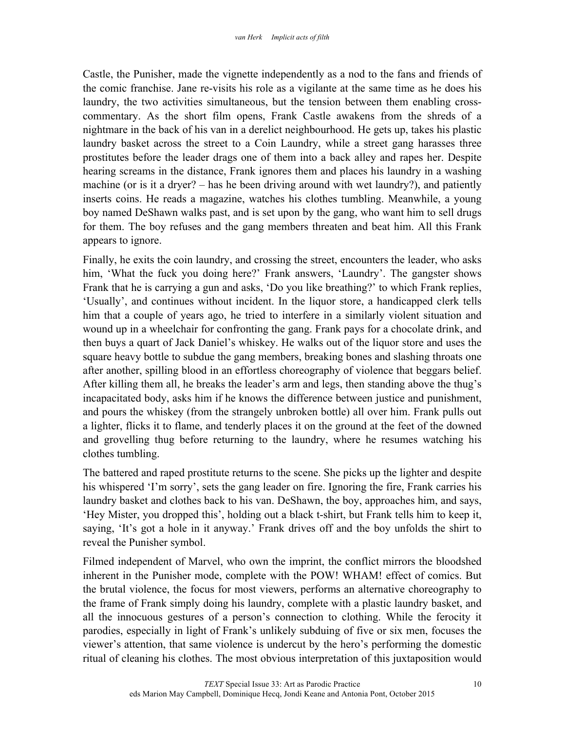Castle, the Punisher, made the vignette independently as a nod to the fans and friends of the comic franchise. Jane re-visits his role as a vigilante at the same time as he does his laundry, the two activities simultaneous, but the tension between them enabling cross-commentary. As the short film opens, Frank Castle awakens from the shreds of a nightmare in the back of his van in a derelict neighbourhood. He gets up, takes his plastic laundry basket across the street to a Coin Laundry, while a street gang harasses three prostitutes before the leader drags one of them into a back alley and rapes her. Despite hearing screams in the distance, Frank ignores them and places his laundry in a washing machine (or is it a dryer? – has he been driving around with wet laundry?), and patiently inserts coins. He reads a magazine, watches his clothes tumbling. Meanwhile, a young boy named DeShawn walks past, and is set upon by the gang, who want him to sell drugs for them. The boy refuses and the gang members threaten and beat him. All this Frank appears to ignore.

Finally, he exits the coin laundry, and crossing the street, encounters the leader, who asks him, 'What the fuck you doing here?' Frank answers, 'Laundry'. The gangster shows Frank that he is carrying a gun and asks, 'Do you like breathing?' to which Frank replies, 'Usually', and continues without incident. In the liquor store, a handicapped clerk tells him that a couple of years ago, he tried to interfere in a similarly violent situation and wound up in a wheelchair for confronting the gang. Frank pays for a chocolate drink, and then buys a quart of Jack Daniel's whiskey. He walks out of the liquor store and uses the square heavy bottle to subdue the gang members, breaking bones and slashing throats one after another, spilling blood in an effortless choreography of violence that beggars belief. After killing them all, he breaks the leader's arm and legs, then standing above the thug's incapacitated body, asks him if he knows the difference between justice and punishment, and pours the whiskey (from the strangely unbroken bottle) all over him. Frank pulls out a lighter, flicks it to flame, and tenderly places it on the ground at the feet of the downed and grovelling thug before returning to the laundry, where he resumes watching his clothes tumbling.

The battered and raped prostitute returns to the scene. She picks up the lighter and despite his whispered 'I'm sorry', sets the gang leader on fire. Ignoring the fire, Frank carries his laundry basket and clothes back to his van. DeShawn, the boy, approaches him, and says, 'Hey Mister, you dropped this', holding out a black t-shirt, but Frank tells him to keep it, saying, 'It's got a hole in it anyway.' Frank drives off and the boy unfolds the shirt to reveal the Punisher symbol.

Filmed independent of Marvel, who own the imprint, the conflict mirrors the bloodshed inherent in the Punisher mode, complete with the POW! WHAM! effect of comics. But the brutal violence, the focus for most viewers, performs an alternative choreography to the frame of Frank simply doing his laundry, complete with a plastic laundry basket, and all the innocuous gestures of a person's connection to clothing. While the ferocity it parodies, especially in light of Frank's unlikely subduing of five or six men, focuses the viewer's attention, that same violence is undercut by the hero's performing the domestic ritual of cleaning his clothes. The most obvious interpretation of this juxtaposition would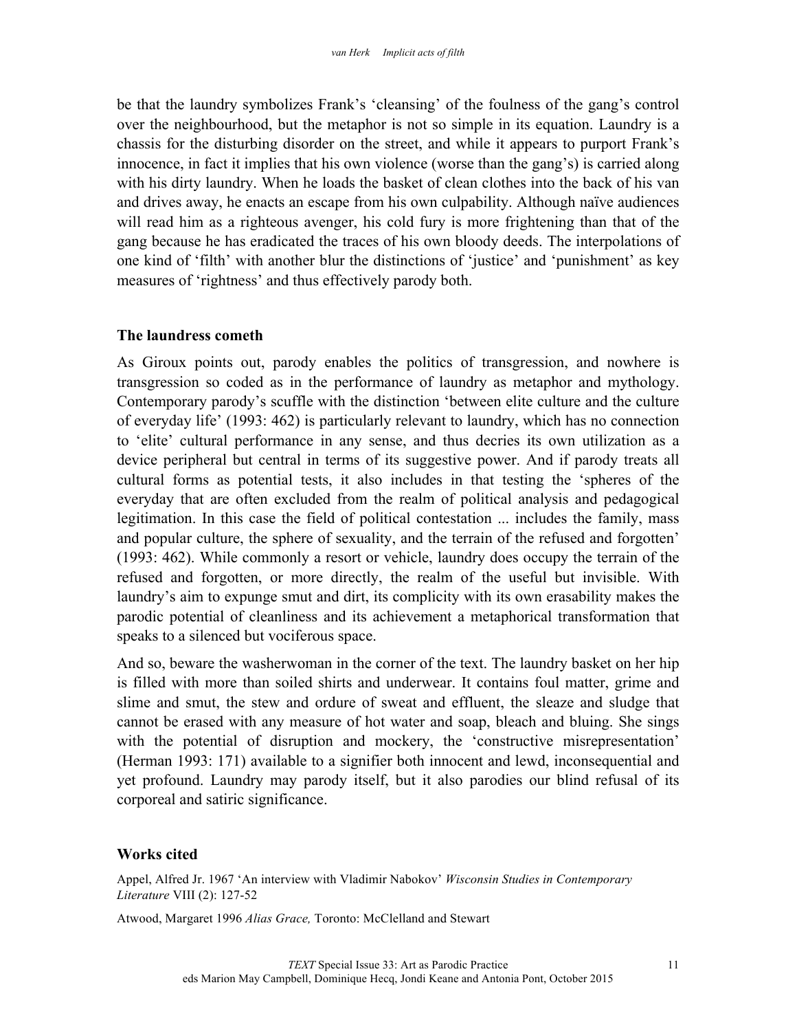be that the laundry symbolizes Frank's 'cleansing' of the foulness of the gang's control over the neighbourhood, but the metaphor is not so simple in its equation. Laundry is a chassis for the disturbing disorder on the street, and while it appears to purport Frank's innocence, in fact it implies that his own violence (worse than the gang's) is carried along with his dirty laundry. When he loads the basket of clean clothes into the back of his van and drives away, he enacts an escape from his own culpability. Although naïve audiences will read him as a righteous avenger, his cold fury is more frightening than that of the gang because he has eradicated the traces of his own bloody deeds. The interpolations of one kind of 'filth' with another blur the distinctions of 'justice' and 'punishment' as key measures of 'rightness' and thus effectively parody both.

## The laundress cometh

As Giroux points out, parody enables the politics of transgression, and nowhere is transgression so coded as in the performance of laundry as metaphor and mythology. Contemporary parody's scuffle with the distinction 'between elite culture and the culture of everyday life' (1993: 462) is particularly relevant to laundry, which has no connection to 'elite' cultural performance in any sense, and thus decries its own utilization as a device peripheral but central in terms of its suggestive power. And if parody treats all cultural forms as potential tests, it also includes in that testing the 'spheres of the everyday that are often excluded from the realm of political analysis and pedagogical legitimation. In this case the field of political contestation ... includes the family, mass and popular culture, the sphere of sexuality, and the terrain of the refused and forgotten' (1993: 462). While commonly a resort or vehicle, laundry does occupy the terrain of the refused and forgotten, or more directly, the realm of the useful but invisible. With laundry's aim to expunge smut and dirt, its complicity with its own erasability makes the parodic potential of cleanliness and its achievement a metaphorical transformation that speaks to a silenced but vociferous space.

And so, beware the washerwoman in the corner of the text. The laundry basket on her hip is filled with more than soiled shirts and underwear. It contains foul matter, grime and slime and smut, the stew and ordure of sweat and effluent, the sleaze and sludge that cannot be erased with any measure of hot water and soap, bleach and bluing. She sings with the potential of disruption and mockery, the 'constructive misrepresentation' (Herman 1993: 171) available to a signifier both innocent and lewd, inconsequential and yet profound. Laundry may parody itself, but it also parodies our blind refusal of its corporeal and satiric significance.

## Works cited

Appel, Alfred Jr. 1967 'An interview with Vladimir Nabokov' *Wisconsin Studies in Contemporary Literature* VIII (2): 127-52

Atwood, Margaret 1996 *Alias Grace,* Toronto: McClelland and Stewart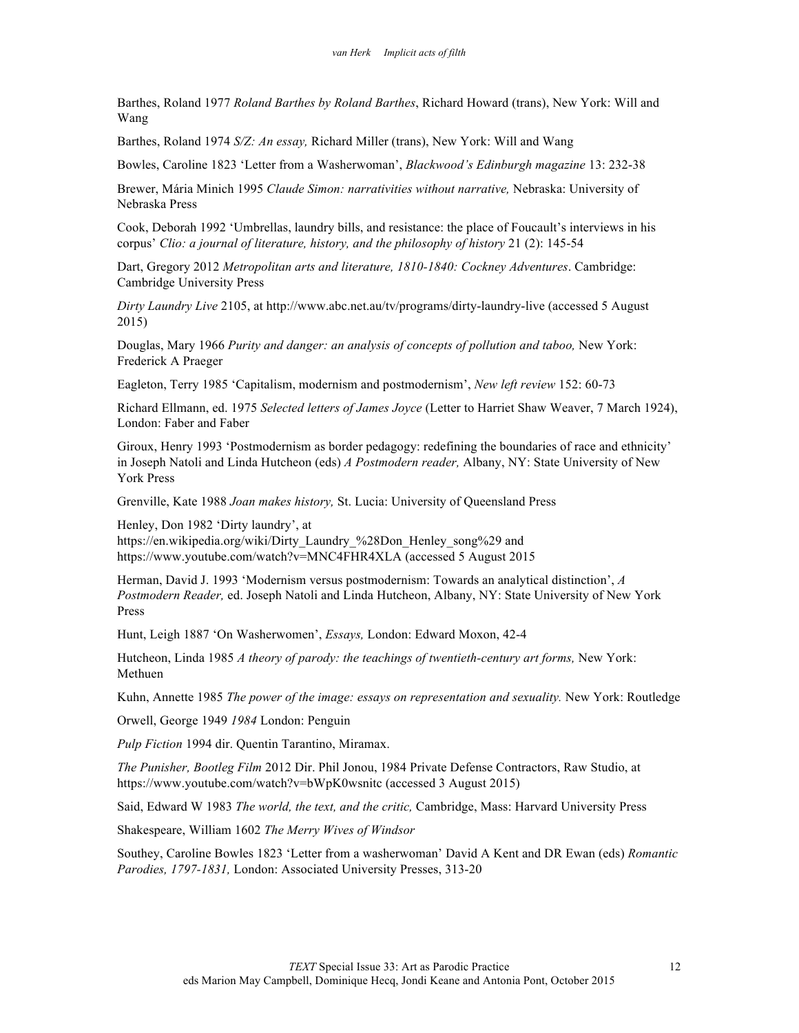Barthes, Roland 1977 *Roland Barthes by Roland Barthes*, Richard Howard (trans), New York: Will and Wang

Barthes, Roland 1974 *S/Z: An essay,* Richard Miller (trans), New York: Will and Wang

Bowles, Caroline 1823 'Letter from a Washerwoman', *Blackwood's Edinburgh magazine* 13: 232-38

Brewer, Mária Minich 1995 *Claude Simon: narrativities without narrative,* Nebraska: University of Nebraska Press

Cook, Deborah 1992 'Umbrellas, laundry bills, and resistance: the place of Foucault's interviews in his corpus' *Clio: a journal of literature, history, and the philosophy of history* 21 (2): 145-54

Dart, Gregory 2012 *Metropolitan arts and literature, 1810-1840: Cockney Adventures*. Cambridge: Cambridge University Press

*Dirty Laundry Live* 2105, at http://www.abc.net.au/tv/programs/dirty-laundry-live (accessed 5 August 2015)

Douglas, Mary 1966 *Purity and danger: an analysis of concepts of pollution and taboo,* New York: Frederick A Praeger

Eagleton, Terry 1985 'Capitalism, modernism and postmodernism', *New left review* 152: 60-73

Richard Ellmann, ed. 1975 *Selected letters of James Joyce* (Letter to Harriet Shaw Weaver, 7 March 1924), London: Faber and Faber

Giroux, Henry 1993 'Postmodernism as border pedagogy: redefining the boundaries of race and ethnicity' in Joseph Natoli and Linda Hutcheon (eds) *A Postmodern reader,* Albany, NY: State University of New York Press

Grenville, Kate 1988 *Joan makes history,* St. Lucia: University of Queensland Press

Henley, Don 1982 'Dirty laundry', at https://en.wikipedia.org/wiki/Dirty_Laundry_%28Don_Henley_song%29 and https://www.youtube.com/watch?v=MNC4FHR4XLA (accessed 5 August 2015

Herman, David J. 1993 'Modernism versus postmodernism: Towards an analytical distinction', *A Postmodern Reader,* ed. Joseph Natoli and Linda Hutcheon, Albany, NY: State University of New York Press

Hunt, Leigh 1887 'On Washerwomen', *Essays,* London: Edward Moxon, 42-4

Hutcheon, Linda 1985 *A theory of parody: the teachings of twentieth-century art forms,* New York: Methuen

Kuhn, Annette 1985 *The power of the image: essays on representation and sexuality.* New York: Routledge

Orwell, George 1949 *1984* London: Penguin

*Pulp Fiction* 1994 dir. Quentin Tarantino, Miramax.

*The Punisher, Bootleg Film* 2012 Dir. Phil Jonou, 1984 Private Defense Contractors, Raw Studio, at https://www.youtube.com/watch?v=bWpK0wsnitc (accessed 3 August 2015)

Said, Edward W 1983 *The world, the text, and the critic,* Cambridge, Mass: Harvard University Press

Shakespeare, William 1602 *The Merry Wives of Windsor*

Southey, Caroline Bowles 1823 'Letter from a washerwoman' David A Kent and DR Ewan (eds) *Romantic Parodies, 1797-1831,* London: Associated University Presses, 313-20